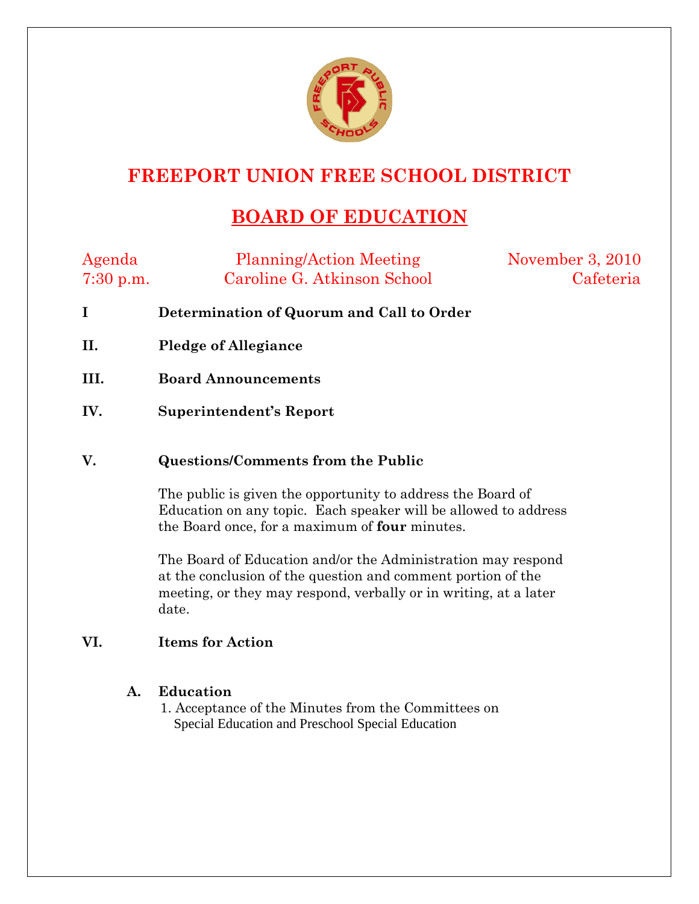# FREEPORT UNION FREE SCHOOL DISTRICT

## BOARD OF EDUCATION

| Agenda | Planning/Action Meeting | November 3, 2010 |
|---|---|---|
| 7:30 p.m. | Caroline G. Atkinson School | Cafeteria |

**I Determination of Quorum and Call to Order**

**II. Pledge of Allegiance**

**III. Board Announcements**

**IV. Superintendent's Report**

**V. Questions/Comments from the Public**

The public is given the opportunity to address the Board of Education on any topic. Each speaker will be allowed to address the Board once, for a maximum of **four** minutes.

The Board of Education and/or the Administration may respond at the conclusion of the question and comment portion of the meeting, or they may respond, verbally or in writing, at a later date.

**VI. Items for Action**

**A. Education**

1. Acceptance of the Minutes from the Committees on Special Education and Preschool Special Education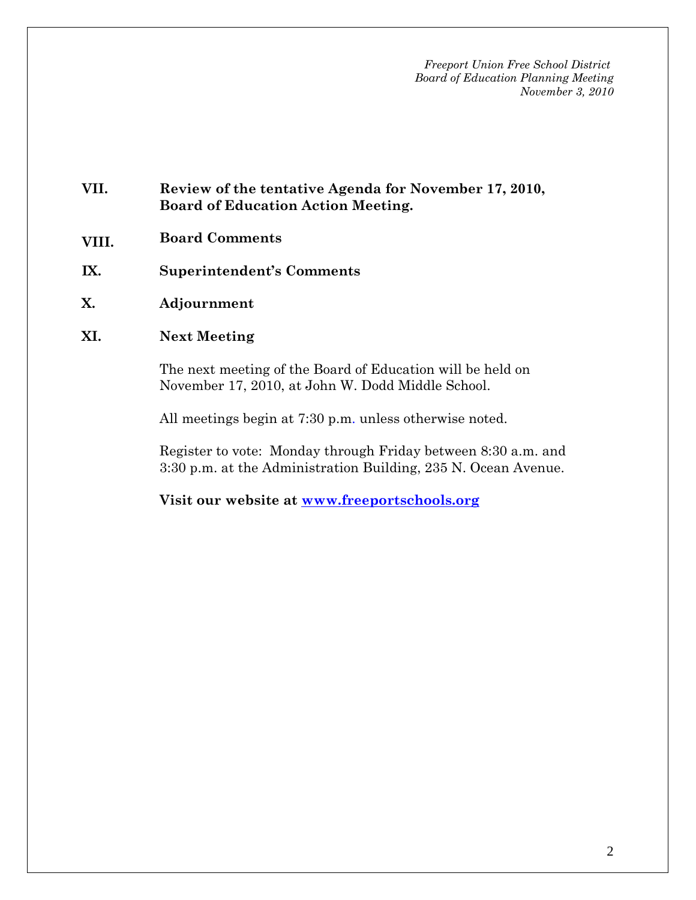**VII. Review of the tentative Agenda for November 17, 2010, Board of Education Action Meeting.**

**VIII. Board Comments**

**IX. Superintendent's Comments**

**X. Adjournment**

**XI. Next Meeting**

The next meeting of the Board of Education will be held on November 17, 2010, at John W. Dodd Middle School.

All meetings begin at 7:30 p.m. unless otherwise noted.

Register to vote: Monday through Friday between 8:30 a.m. and 3:30 p.m. at the Administration Building, 235 N. Ocean Avenue.

**Visit our website at [www.freeportschools.org](http://www.freeportschools.org)**